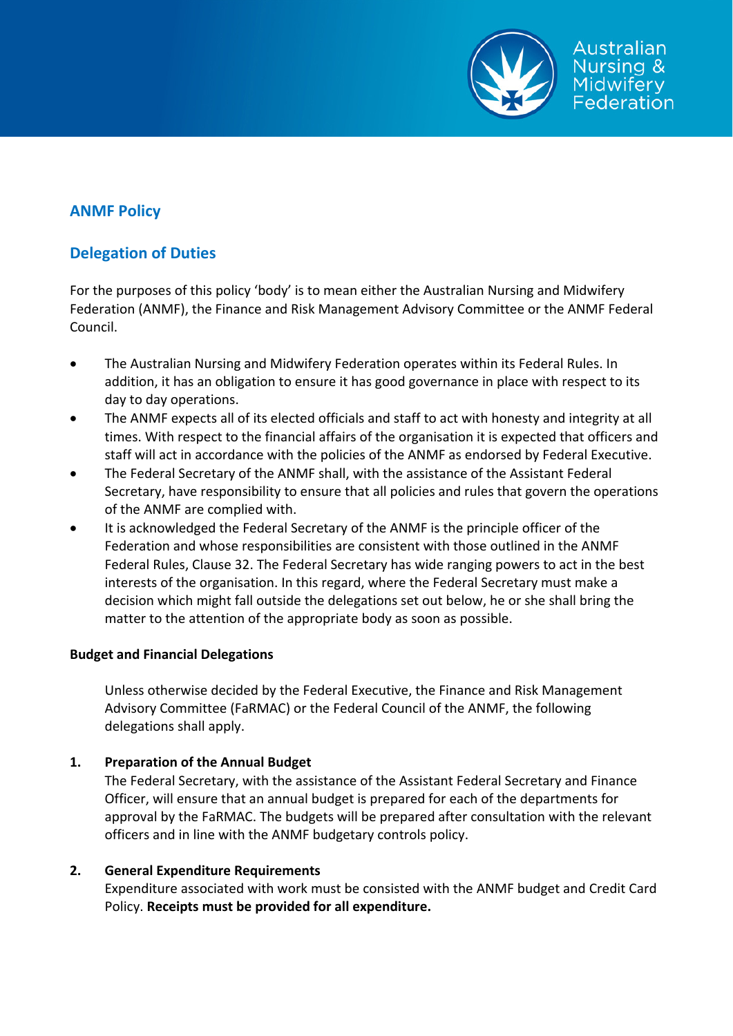## ANMF Policy

## Delegation of Duties

For the purposes of this policy 'body' is to mean either the Australian Nursing and Midwifery Federation (ANMF), the Finance and Risk Management Advisory Committee or the ANMF Federal Council.

- The Australian Nursing and Midwifery Federation operates within its Federal Rules. In addition, it has an obligation to ensure it has good governance in place with respect to its day to day operations.
- The ANMF expects all of its elected officials and staff to act with honesty and integrity at all times. With respect to the financial affairs of the organisation it is expected that officers and staff will act in accordance with the policies of the ANMF as endorsed by Federal Executive.
- The Federal Secretary of the ANMF shall, with the assistance of the Assistant Federal Secretary, have responsibility to ensure that all policies and rules that govern the operations of the ANMF are complied with.
- It is acknowledged the Federal Secretary of the ANMF is the principle officer of the Federation and whose responsibilities are consistent with those outlined in the ANMF Federal Rules, Clause 32. The Federal Secretary has wide ranging powers to act in the best interests of the organisation. In this regard, where the Federal Secretary must make a decision which might fall outside the delegations set out below, he or she shall bring the matter to the attention of the appropriate body as soon as possible.

**Budget and Financial Delegations**

Unless otherwise decided by the Federal Executive, the Finance and Risk Management Advisory Committee (FaRMAC) or the Federal Council of the ANMF, the following delegations shall apply.

**1. Preparation of the Annual Budget**

The Federal Secretary, with the assistance of the Assistant Federal Secretary and Finance Officer, will ensure that an annual budget is prepared for each of the departments for approval by the FaRMAC. The budgets will be prepared after consultation with the relevant officers and in line with the ANMF budgetary controls policy.

**2. General Expenditure Requirements**

Expenditure associated with work must be consisted with the ANMF budget and Credit Card Policy. **Receipts must be provided for all expenditure.**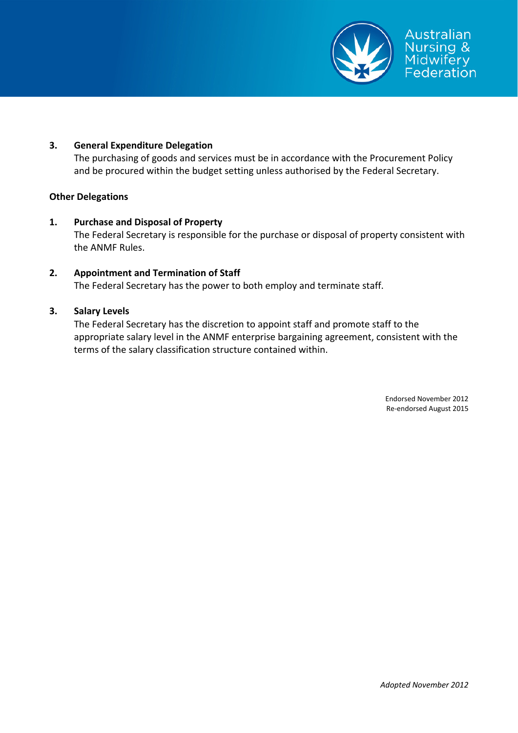**3. General Expenditure Delegation**

The purchasing of goods and services must be in accordance with the Procurement Policy and be procured within the budget setting unless authorised by the Federal Secretary.

**Other Delegations**

**1. Purchase and Disposal of Property**

The Federal Secretary is responsible for the purchase or disposal of property consistent with the ANMF Rules.

**2. Appointment and Termination of Staff**

The Federal Secretary has the power to both employ and terminate staff.

**3. Salary Levels**

The Federal Secretary has the discretion to appoint staff and promote staff to the appropriate salary level in the ANMF enterprise bargaining agreement, consistent with the terms of the salary classification structure contained within.

Endorsed November 2012
Re-endorsed August 2015

*Adopted November 2012*